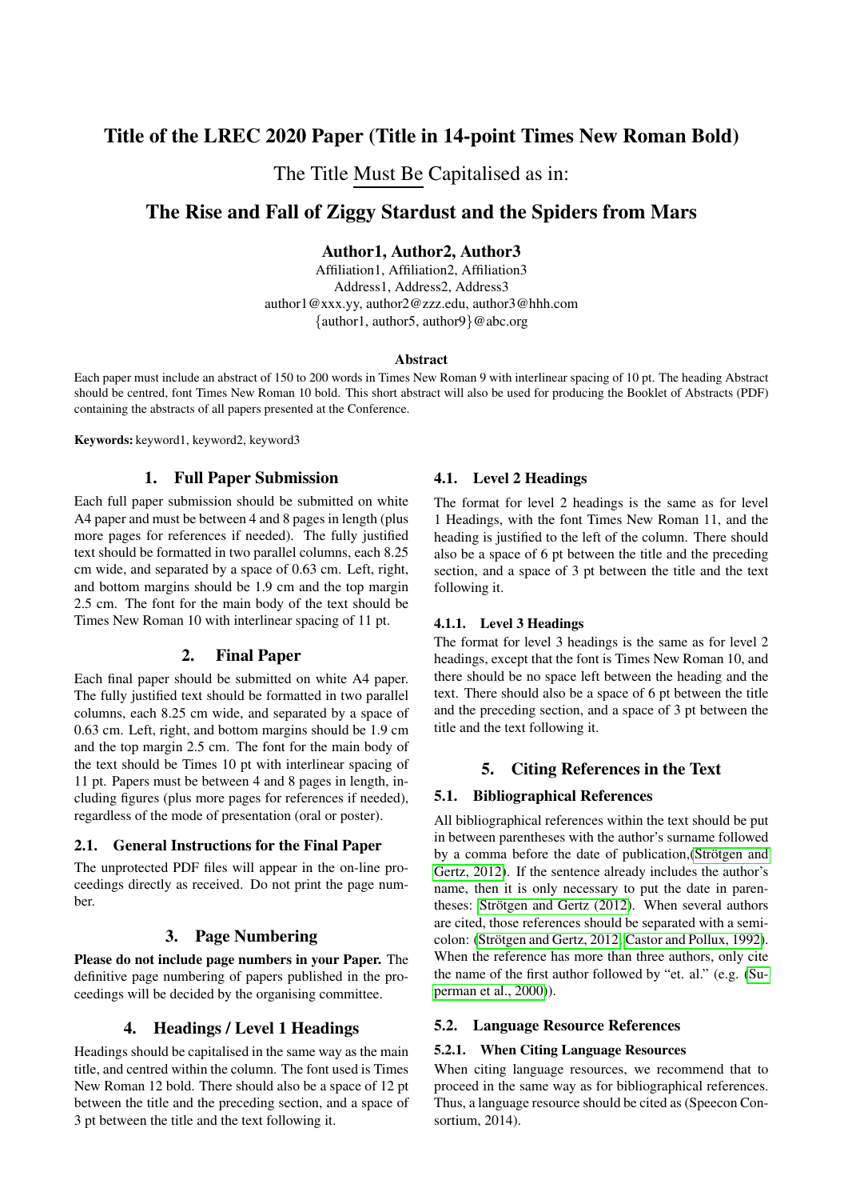# Title of the LREC 2020 Paper (Title in 14-point Times New Roman Bold)

The Title Must Be Capitalised as in:

# The Rise and Fall of Ziggy Stardust and the Spiders from Mars

**Author1, Author2, Author3**

Affiliation1, Affiliation2, Affiliation3
Address1, Address2, Address3
author1@xxx.yy, author2@zzz.edu, author3@hhh.com
{author1, author5, author9}@abc.org

**Abstract**

Each paper must include an abstract of 150 to 200 words in Times New Roman 9 with interlinear spacing of 10 pt. The heading Abstract should be centred, font Times New Roman 10 bold. This short abstract will also be used for producing the Booklet of Abstracts (PDF) containing the abstracts of all papers presented at the Conference.

**Keywords:** keyword1, keyword2, keyword3

## 1. Full Paper Submission

Each full paper submission should be submitted on white A4 paper and must be between 4 and 8 pages in length (plus more pages for references if needed). The fully justified text should be formatted in two parallel columns, each 8.25 cm wide, and separated by a space of 0.63 cm. Left, right, and bottom margins should be 1.9 cm and the top margin 2.5 cm. The font for the main body of the text should be Times New Roman 10 with interlinear spacing of 11 pt.

## 2. Final Paper

Each final paper should be submitted on white A4 paper. The fully justified text should be formatted in two parallel columns, each 8.25 cm wide, and separated by a space of 0.63 cm. Left, right, and bottom margins should be 1.9 cm and the top margin 2.5 cm. The font for the main body of the text should be Times 10 pt with interlinear spacing of 11 pt. Papers must be between 4 and 8 pages in length, including figures (plus more pages for references if needed), regardless of the mode of presentation (oral or poster).

### 2.1. General Instructions for the Final Paper

The unprotected PDF files will appear in the on-line proceedings directly as received. Do not print the page number.

## 3. Page Numbering

**Please do not include page numbers in your Paper.** The definitive page numbering of papers published in the proceedings will be decided by the organising committee.

## 4. Headings / Level 1 Headings

Headings should be capitalised in the same way as the main title, and centred within the column. The font used is Times New Roman 12 bold. There should also be a space of 12 pt between the title and the preceding section, and a space of 3 pt between the title and the text following it.

### 4.1. Level 2 Headings

The format for level 2 headings is the same as for level 1 Headings, with the font Times New Roman 11, and the heading is justified to the left of the column. There should also be a space of 6 pt between the title and the preceding section, and a space of 3 pt between the title and the text following it.

#### 4.1.1. Level 3 Headings

The format for level 3 headings is the same as for level 2 headings, except that the font is Times New Roman 10, and there should be no space left between the heading and the text. There should also be a space of 6 pt between the title and the preceding section, and a space of 3 pt between the title and the text following it.

## 5. Citing References in the Text

### 5.1. Bibliographical References

All bibliographical references within the text should be put in between parentheses with the author's surname followed by a comma before the date of publication,(Strötgen and Gertz, 2012). If the sentence already includes the author's name, then it is only necessary to put the date in parentheses: Strötgen and Gertz (2012). When several authors are cited, those references should be separated with a semicolon: (Strötgen and Gertz, 2012; Castor and Pollux, 1992). When the reference has more than three authors, only cite the name of the first author followed by "et. al." (e.g. (Superman et al., 2000)).

### 5.2. Language Resource References

#### 5.2.1. When Citing Language Resources

When citing language resources, we recommend that to proceed in the same way as for bibliographical references. Thus, a language resource should be cited as (Speecon Consortium, 2014).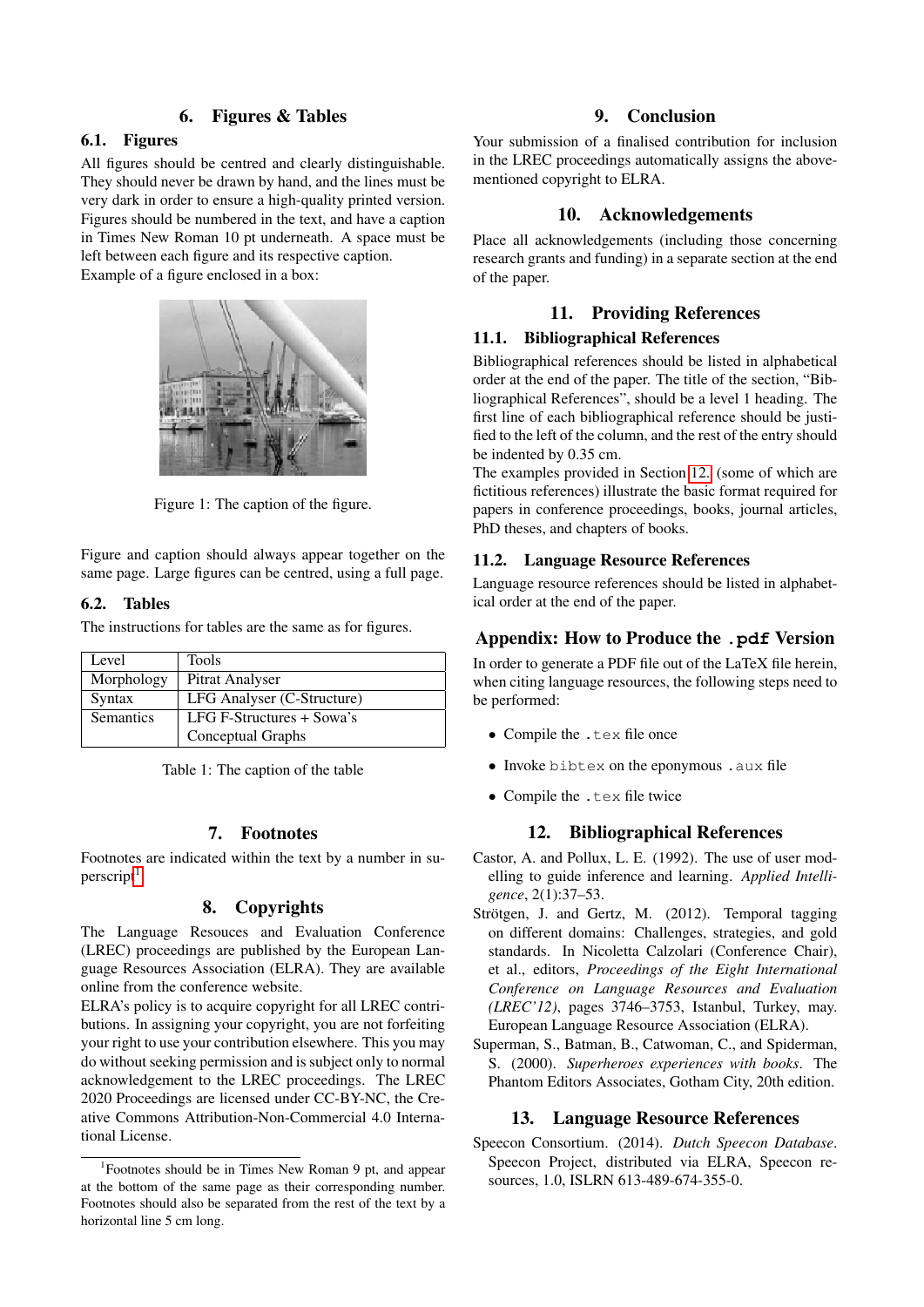## 6. Figures & Tables

### 6.1. Figures

All figures should be centred and clearly distinguishable. They should never be drawn by hand, and the lines must be very dark in order to ensure a high-quality printed version. Figures should be numbered in the text, and have a caption in Times New Roman 10 pt underneath. A space must be left between each figure and its respective caption.

Example of a figure enclosed in a box:

Figure 1: The caption of the figure.

Figure and caption should always appear together on the same page. Large figures can be centred, using a full page.

### 6.2. Tables

The instructions for tables are the same as for figures.

| Level | Tools |
|---|---|
| Morphology | Pitrat Analyser |
| Syntax | LFG Analyser (C-Structure) |
| Semantics | LFG F-Structures + Sowa's Conceptual Graphs |

Table 1: The caption of the table

## 7. Footnotes

Footnotes are indicated within the text by a number in superscript[1].

## 8. Copyrights

The Language Resouces and Evaluation Conference (LREC) proceedings are published by the European Language Resources Association (ELRA). They are available online from the conference website.

ELRA's policy is to acquire copyright for all LREC contributions. In assigning your copyright, you are not forfeiting your right to use your contribution elsewhere. This you may do without seeking permission and is subject only to normal acknowledgement to the LREC proceedings. The LREC 2020 Proceedings are licensed under CC-BY-NC, the Creative Commons Attribution-Non-Commercial 4.0 International License.

[1]Footnotes should be in Times New Roman 9 pt, and appear at the bottom of the same page as their corresponding number. Footnotes should also be separated from the rest of the text by a horizontal line 5 cm long.

## 9. Conclusion

Your submission of a finalised contribution for inclusion in the LREC proceedings automatically assigns the above-mentioned copyright to ELRA.

## 10. Acknowledgements

Place all acknowledgements (including those concerning research grants and funding) in a separate section at the end of the paper.

## 11. Providing References

### 11.1. Bibliographical References

Bibliographical references should be listed in alphabetical order at the end of the paper. The title of the section, "Bibliographical References", should be a level 1 heading. The first line of each bibliographical reference should be justified to the left of the column, and the rest of the entry should be indented by 0.35 cm.

The examples provided in Section 12. (some of which are fictitious references) illustrate the basic format required for papers in conference proceedings, books, journal articles, PhD theses, and chapters of books.

### 11.2. Language Resource References

Language resource references should be listed in alphabetical order at the end of the paper.

## Appendix: How to Produce the `.pdf` Version

In order to generate a PDF file out of the LaTeX file herein, when citing language resources, the following steps need to be performed:

- Compile the `.tex` file once
- Invoke `bibtex` on the eponymous `.aux` file
- Compile the `.tex` file twice

## 12. Bibliographical References

Castor, A. and Pollux, L. E. (1992). The use of user modelling to guide inference and learning. *Applied Intelligence*, 2(1):37–53.

Strötgen, J. and Gertz, M. (2012). Temporal tagging on different domains: Challenges, strategies, and gold standards. In Nicoletta Calzolari (Conference Chair), et al., editors, *Proceedings of the Eight International Conference on Language Resources and Evaluation (LREC'12)*, pages 3746–3753, Istanbul, Turkey, may. European Language Resource Association (ELRA).

Superman, S., Batman, B., Catwoman, C., and Spiderman, S. (2000). *Superheroes experiences with books*. The Phantom Editors Associates, Gotham City, 20th edition.

## 13. Language Resource References

Speecon Consortium. (2014). *Dutch Speecon Database*. Speecon Project, distributed via ELRA, Speecon resources, 1.0, ISLRN 613-489-674-355-0.